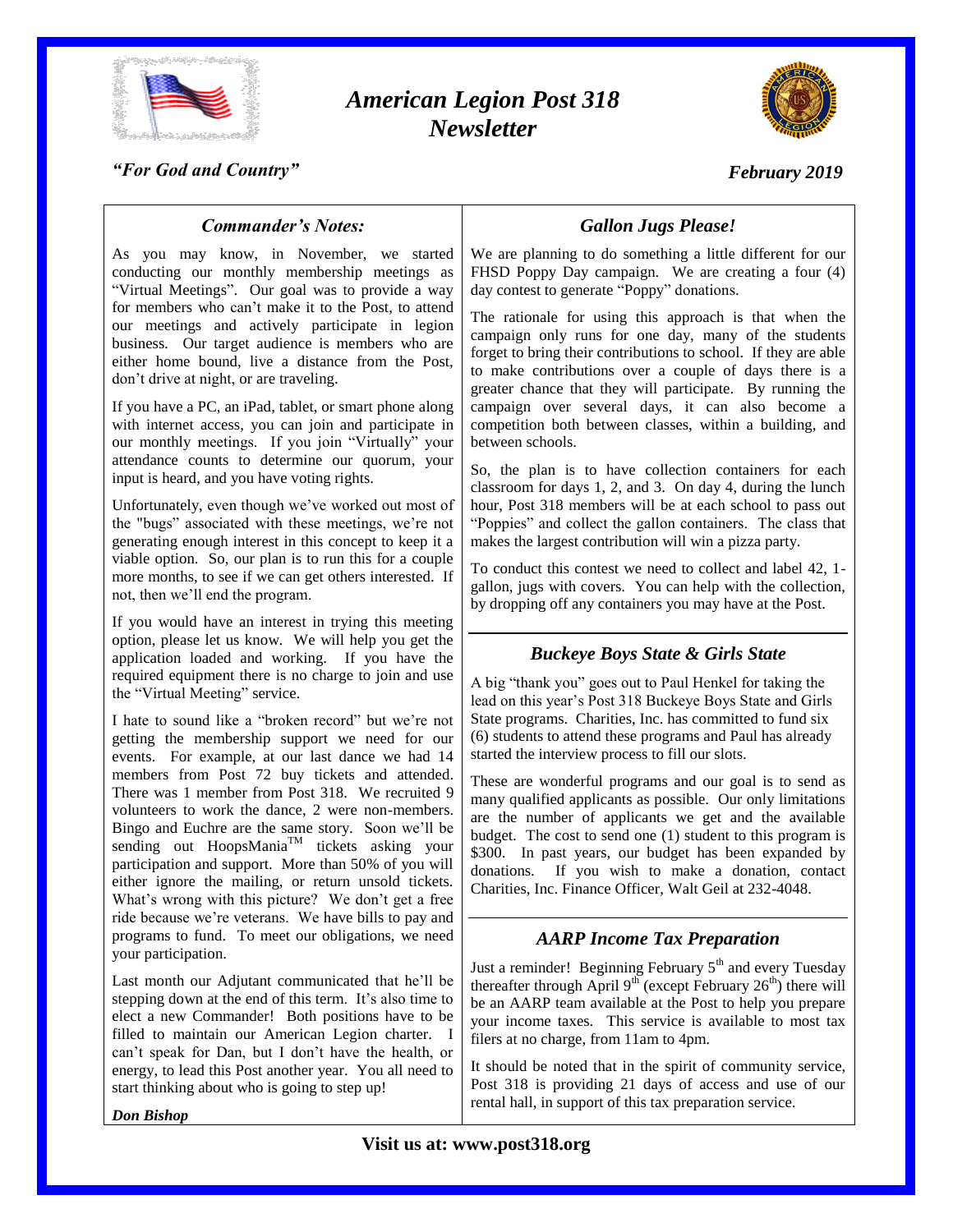# *American Legion Post 318 Newsletter*

*"For God and Country"*

*February 2019*

## *Commander's Notes:*

As you may know, in November, we started conducting our monthly membership meetings as "Virtual Meetings". Our goal was to provide a way for members who can't make it to the Post, to attend our meetings and actively participate in legion business. Our target audience is members who are either home bound, live a distance from the Post, don't drive at night, or are traveling.

If you have a PC, an iPad, tablet, or smart phone along with internet access, you can join and participate in our monthly meetings. If you join "Virtually" your attendance counts to determine our quorum, your input is heard, and you have voting rights.

Unfortunately, even though we've worked out most of the "bugs" associated with these meetings, we're not generating enough interest in this concept to keep it a viable option. So, our plan is to run this for a couple more months, to see if we can get others interested. If not, then we'll end the program.

If you would have an interest in trying this meeting option, please let us know. We will help you get the application loaded and working. If you have the required equipment there is no charge to join and use the "Virtual Meeting" service.

I hate to sound like a "broken record" but we're not getting the membership support we need for our events. For example, at our last dance we had 14 members from Post 72 buy tickets and attended. There was 1 member from Post 318. We recruited 9 volunteers to work the dance, 2 were non-members. Bingo and Euchre are the same story. Soon we'll be sending out HoopsMania™ tickets asking your participation and support. More than 50% of you will either ignore the mailing, or return unsold tickets. What's wrong with this picture? We don't get a free ride because we're veterans. We have bills to pay and programs to fund. To meet our obligations, we need your participation.

Last month our Adjutant communicated that he'll be stepping down at the end of this term. It's also time to elect a new Commander! Both positions have to be filled to maintain our American Legion charter. I can't speak for Dan, but I don't have the health, or energy, to lead this Post another year. You all need to start thinking about who is going to step up!

***Don Bishop***

## *Gallon Jugs Please!*

We are planning to do something a little different for our FHSD Poppy Day campaign. We are creating a four (4) day contest to generate "Poppy" donations.

The rationale for using this approach is that when the campaign only runs for one day, many of the students forget to bring their contributions to school. If they are able to make contributions over a couple of days there is a greater chance that they will participate. By running the campaign over several days, it can also become a competition both between classes, within a building, and between schools.

So, the plan is to have collection containers for each classroom for days 1, 2, and 3. On day 4, during the lunch hour, Post 318 members will be at each school to pass out "Poppies" and collect the gallon containers. The class that makes the largest contribution will win a pizza party.

To conduct this contest we need to collect and label 42, 1-gallon, jugs with covers. You can help with the collection, by dropping off any containers you may have at the Post.

## *Buckeye Boys State & Girls State*

A big "thank you" goes out to Paul Henkel for taking the lead on this year's Post 318 Buckeye Boys State and Girls State programs. Charities, Inc. has committed to fund six (6) students to attend these programs and Paul has already started the interview process to fill our slots.

These are wonderful programs and our goal is to send as many qualified applicants as possible. Our only limitations are the number of applicants we get and the available budget. The cost to send one (1) student to this program is \$300. In past years, our budget has been expanded by donations. If you wish to make a donation, contact Charities, Inc. Finance Officer, Walt Geil at 232-4048.

## *AARP Income Tax Preparation*

Just a reminder! Beginning February 5th and every Tuesday thereafter through April 9th (except February 26th) there will be an AARP team available at the Post to help you prepare your income taxes. This service is available to most tax filers at no charge, from 11am to 4pm.

It should be noted that in the spirit of community service, Post 318 is providing 21 days of access and use of our rental hall, in support of this tax preparation service.

**Visit us at: www.post318.org**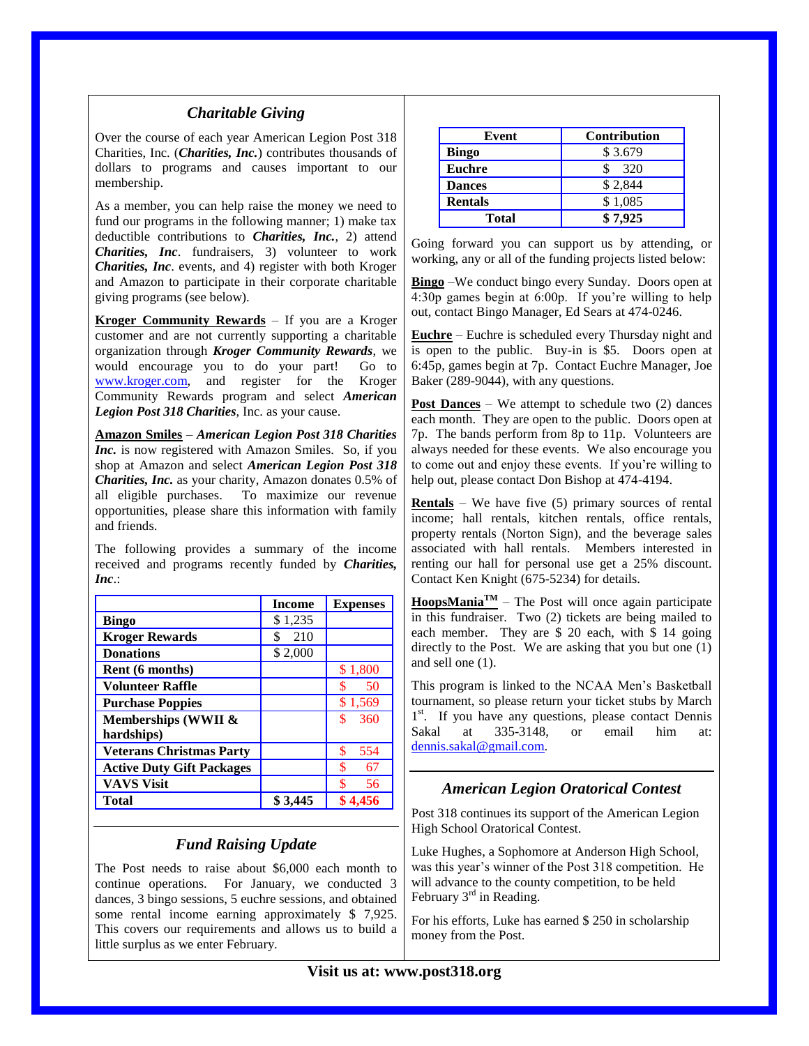## *Charitable Giving*

Over the course of each year American Legion Post 318 Charities, Inc. (***Charities, Inc.***) contributes thousands of dollars to programs and causes important to our membership.

As a member, you can help raise the money we need to fund our programs in the following manner; 1) make tax deductible contributions to ***Charities, Inc.***, 2) attend ***Charities, Inc***. fundraisers, 3) volunteer to work ***Charities, Inc***. events, and 4) register with both Kroger and Amazon to participate in their corporate charitable giving programs (see below).

**Kroger Community Rewards** – If you are a Kroger customer and are not currently supporting a charitable organization through ***Kroger Community Rewards***, we would encourage you to do your part! Go to www.kroger.com, and register for the Kroger Community Rewards program and select ***American Legion Post 318 Charities***, Inc. as your cause.

**Amazon Smiles** – ***American Legion Post 318 Charities Inc.*** is now registered with Amazon Smiles. So, if you shop at Amazon and select ***American Legion Post 318 Charities, Inc.*** as your charity, Amazon donates 0.5% of all eligible purchases. To maximize our revenue opportunities, please share this information with family and friends.

The following provides a summary of the income received and programs recently funded by ***Charities, Inc***.:

| | Income | Expenses |
|---|---|---|
| **Bingo** | $ 1,235 | |
| **Kroger Rewards** | $ 210 | |
| **Donations** | $ 2,000 | |
| **Rent (6 months)** | | $ 1,800 |
| **Volunteer Raffle** | | $ 50 |
| **Purchase Poppies** | | $ 1,569 |
| **Memberships (WWII & hardships)** | | $ 360 |
| **Veterans Christmas Party** | | $ 554 |
| **Active Duty Gift Packages** | | $ 67 |
| **VAVS Visit** | | $ 56 |
| **Total** | **$ 3,445** | **$ 4,456** |

## *Fund Raising Update*

The Post needs to raise about $6,000 each month to continue operations. For January, we conducted 3 dances, 3 bingo sessions, 5 euchre sessions, and obtained some rental income earning approximately $ 7,925. This covers our requirements and allows us to build a little surplus as we enter February.

| Event | Contribution |
|---|---|
| **Bingo** | $ 3.679 |
| **Euchre** | $ 320 |
| **Dances** | $ 2,844 |
| **Rentals** | $ 1,085 |
| **Total** | **$ 7,925** |

Going forward you can support us by attending, or working, any or all of the funding projects listed below:

**Bingo** –We conduct bingo every Sunday. Doors open at 4:30p games begin at 6:00p. If you're willing to help out, contact Bingo Manager, Ed Sears at 474-0246.

**Euchre** – Euchre is scheduled every Thursday night and is open to the public. Buy-in is $5. Doors open at 6:45p, games begin at 7p. Contact Euchre Manager, Joe Baker (289-9044), with any questions.

**Post Dances** – We attempt to schedule two (2) dances each month. They are open to the public. Doors open at 7p. The bands perform from 8p to 11p. Volunteers are always needed for these events. We also encourage you to come out and enjoy these events. If you're willing to help out, please contact Don Bishop at 474-4194.

**Rentals** – We have five (5) primary sources of rental income; hall rentals, kitchen rentals, office rentals, property rentals (Norton Sign), and the beverage sales associated with hall rentals. Members interested in renting our hall for personal use get a 25% discount. Contact Ken Knight (675-5234) for details.

**HoopsMania™** – The Post will once again participate in this fundraiser. Two (2) tickets are being mailed to each member. They are $ 20 each, with $ 14 going directly to the Post. We are asking that you but one (1) and sell one (1).

This program is linked to the NCAA Men's Basketball tournament, so please return your ticket stubs by March 1st. If you have any questions, please contact Dennis Sakal at 335-3148, or email him at: dennis.sakal@gmail.com.

## *American Legion Oratorical Contest*

Post 318 continues its support of the American Legion High School Oratorical Contest.

Luke Hughes, a Sophomore at Anderson High School, was this year's winner of the Post 318 competition. He will advance to the county competition, to be held February 3rd in Reading.

For his efforts, Luke has earned $ 250 in scholarship money from the Post.

**Visit us at: www.post318.org**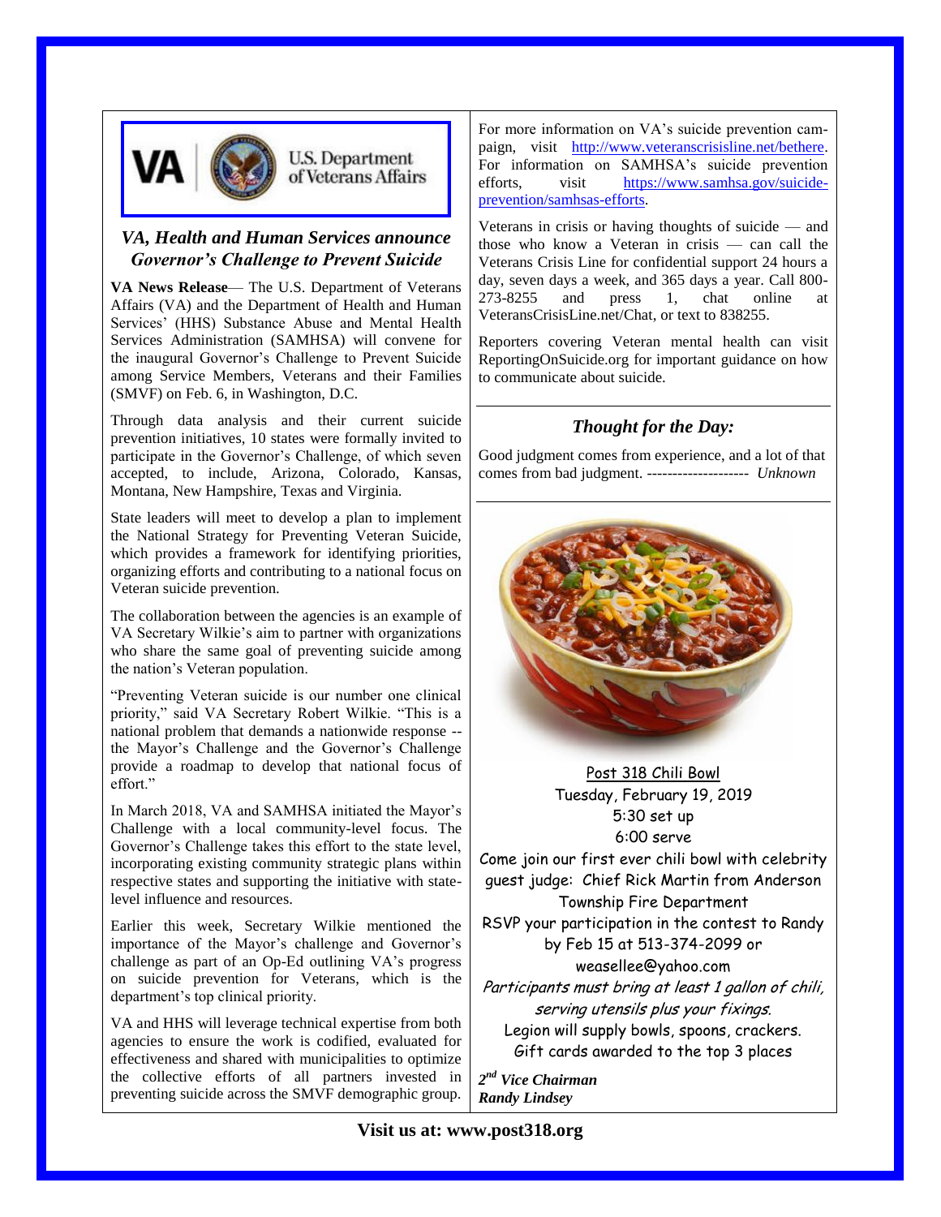VA | U.S. Department of Veterans Affairs

### *VA, Health and Human Services announce Governor's Challenge to Prevent Suicide*

**VA News Release**— The U.S. Department of Veterans Affairs (VA) and the Department of Health and Human Services' (HHS) Substance Abuse and Mental Health Services Administration (SAMHSA) will convene for the inaugural Governor's Challenge to Prevent Suicide among Service Members, Veterans and their Families (SMVF) on Feb. 6, in Washington, D.C.

Through data analysis and their current suicide prevention initiatives, 10 states were formally invited to participate in the Governor's Challenge, of which seven accepted, to include, Arizona, Colorado, Kansas, Montana, New Hampshire, Texas and Virginia.

State leaders will meet to develop a plan to implement the National Strategy for Preventing Veteran Suicide, which provides a framework for identifying priorities, organizing efforts and contributing to a national focus on Veteran suicide prevention.

The collaboration between the agencies is an example of VA Secretary Wilkie's aim to partner with organizations who share the same goal of preventing suicide among the nation's Veteran population.

"Preventing Veteran suicide is our number one clinical priority," said VA Secretary Robert Wilkie. "This is a national problem that demands a nationwide response -- the Mayor's Challenge and the Governor's Challenge provide a roadmap to develop that national focus of effort."

In March 2018, VA and SAMHSA initiated the Mayor's Challenge with a local community-level focus. The Governor's Challenge takes this effort to the state level, incorporating existing community strategic plans within respective states and supporting the initiative with state-level influence and resources.

Earlier this week, Secretary Wilkie mentioned the importance of the Mayor's challenge and Governor's challenge as part of an Op-Ed outlining VA's progress on suicide prevention for Veterans, which is the department's top clinical priority.

VA and HHS will leverage technical expertise from both agencies to ensure the work is codified, evaluated for effectiveness and shared with municipalities to optimize the collective efforts of all partners invested in preventing suicide across the SMVF demographic group.

For more information on VA's suicide prevention campaign, visit http://www.veteranscrisisline.net/bethere. For information on SAMHSA's suicide prevention efforts, visit https://www.samhsa.gov/suicide-prevention/samhsas-efforts.

Veterans in crisis or having thoughts of suicide — and those who know a Veteran in crisis — can call the Veterans Crisis Line for confidential support 24 hours a day, seven days a week, and 365 days a year. Call 800-273-8255 and press 1, chat online at VeteransCrisisLine.net/Chat, or text to 838255.

Reporters covering Veteran mental health can visit ReportingOnSuicide.org for important guidance on how to communicate about suicide.

---

### *Thought for the Day:*

Good judgment comes from experience, and a lot of that comes from bad judgment. -------------------- *Unknown*

---

Post 318 Chili Bowl
Tuesday, February 19, 2019
5:30 set up
6:00 serve

Come join our first ever chili bowl with celebrity guest judge: Chief Rick Martin from Anderson Township Fire Department

RSVP your participation in the contest to Randy by Feb 15 at 513-374-2099 or weasellee@yahoo.com

*Participants must bring at least 1 gallon of chili, serving utensils plus your fixings.*

Legion will supply bowls, spoons, crackers.
Gift cards awarded to the top 3 places

***2nd Vice Chairman***
***Randy Lindsey***

**Visit us at: www.post318.org**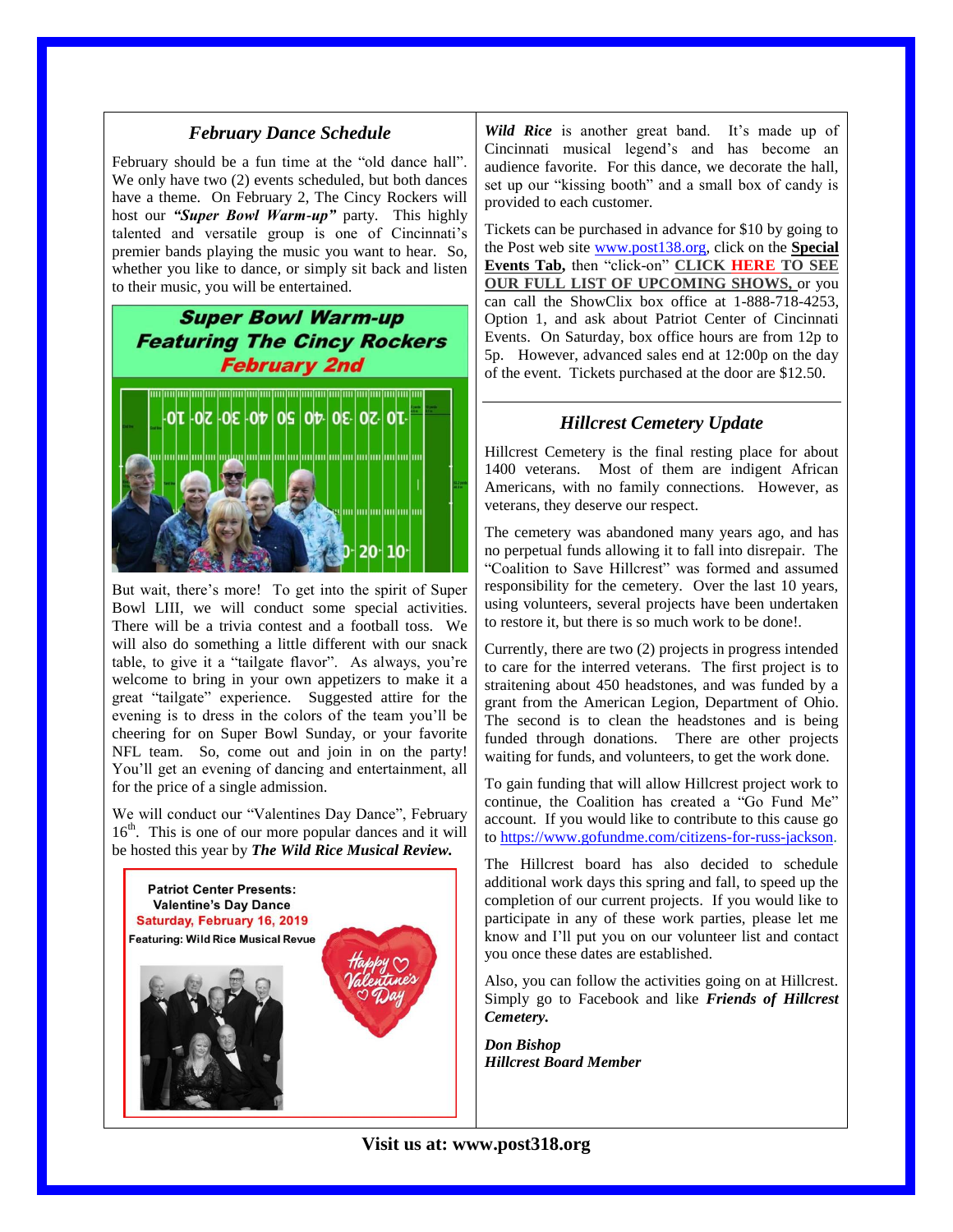## *February Dance Schedule*

February should be a fun time at the "old dance hall". We only have two (2) events scheduled, but both dances have a theme. On February 2, The Cincy Rockers will host our ***"Super Bowl Warm-up"*** party. This highly talented and versatile group is one of Cincinnati's premier bands playing the music you want to hear. So, whether you like to dance, or simply sit back and listen to their music, you will be entertained.

**Super Bowl Warm-up**
**Featuring The Cincy Rockers**
**February 2nd**

But wait, there's more! To get into the spirit of Super Bowl LIII, we will conduct some special activities. There will be a trivia contest and a football toss. We will also do something a little different with our snack table, to give it a "tailgate flavor". As always, you're welcome to bring in your own appetizers to make it a great "tailgate" experience. Suggested attire for the evening is to dress in the colors of the team you'll be cheering for on Super Bowl Sunday, or your favorite NFL team. So, come out and join in on the party! You'll get an evening of dancing and entertainment, all for the price of a single admission.

We will conduct our "Valentines Day Dance", February 16th. This is one of our more popular dances and it will be hosted this year by ***The Wild Rice Musical Review.***

**Patriot Center Presents:**
**Valentine's Day Dance**
**Saturday, February 16, 2019**
**Featuring: Wild Rice Musical Revue**

Happy Valentine's Day

***Wild Rice*** is another great band. It's made up of Cincinnati musical legend's and has become an audience favorite. For this dance, we decorate the hall, set up our "kissing booth" and a small box of candy is provided to each customer.

Tickets can be purchased in advance for $10 by going to the Post web site www.post138.org, click on the **Special Events Tab,** then "click-on" **CLICK HERE TO SEE OUR FULL LIST OF UPCOMING SHOWS,** or you can call the ShowClix box office at 1-888-718-4253, Option 1, and ask about Patriot Center of Cincinnati Events. On Saturday, box office hours are from 12p to 5p. However, advanced sales end at 12:00p on the day of the event. Tickets purchased at the door are $12.50.

## *Hillcrest Cemetery Update*

Hillcrest Cemetery is the final resting place for about 1400 veterans. Most of them are indigent African Americans, with no family connections. However, as veterans, they deserve our respect.

The cemetery was abandoned many years ago, and has no perpetual funds allowing it to fall into disrepair. The "Coalition to Save Hillcrest" was formed and assumed responsibility for the cemetery. Over the last 10 years, using volunteers, several projects have been undertaken to restore it, but there is so much work to be done!.

Currently, there are two (2) projects in progress intended to care for the interred veterans. The first project is to straitening about 450 headstones, and was funded by a grant from the American Legion, Department of Ohio. The second is to clean the headstones and is being funded through donations. There are other projects waiting for funds, and volunteers, to get the work done.

To gain funding that will allow Hillcrest project work to continue, the Coalition has created a "Go Fund Me" account. If you would like to contribute to this cause go to https://www.gofundme.com/citizens-for-russ-jackson.

The Hillcrest board has also decided to schedule additional work days this spring and fall, to speed up the completion of our current projects. If you would like to participate in any of these work parties, please let me know and I'll put you on our volunteer list and contact you once these dates are established.

Also, you can follow the activities going on at Hillcrest. Simply go to Facebook and like ***Friends of Hillcrest Cemetery.***

***Don Bishop***
***Hillcrest Board Member***

**Visit us at: www.post318.org**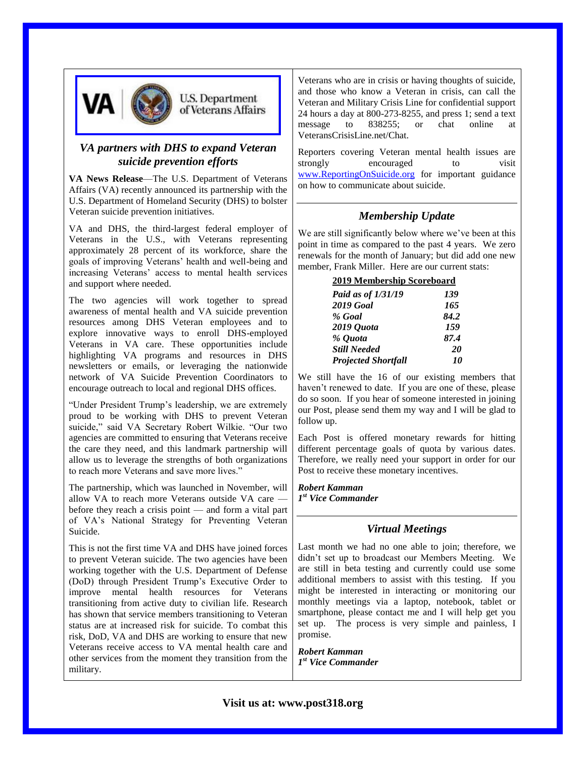VA | U.S. Department of Veterans Affairs

## *VA partners with DHS to expand Veteran suicide prevention efforts*

**VA News Release**—The U.S. Department of Veterans Affairs (VA) recently announced its partnership with the U.S. Department of Homeland Security (DHS) to bolster Veteran suicide prevention initiatives.

VA and DHS, the third-largest federal employer of Veterans in the U.S., with Veterans representing approximately 28 percent of its workforce, share the goals of improving Veterans' health and well-being and increasing Veterans' access to mental health services and support where needed.

The two agencies will work together to spread awareness of mental health and VA suicide prevention resources among DHS Veteran employees and to explore innovative ways to enroll DHS-employed Veterans in VA care. These opportunities include highlighting VA programs and resources in DHS newsletters or emails, or leveraging the nationwide network of VA Suicide Prevention Coordinators to encourage outreach to local and regional DHS offices.

"Under President Trump's leadership, we are extremely proud to be working with DHS to prevent Veteran suicide," said VA Secretary Robert Wilkie. "Our two agencies are committed to ensuring that Veterans receive the care they need, and this landmark partnership will allow us to leverage the strengths of both organizations to reach more Veterans and save more lives."

The partnership, which was launched in November, will allow VA to reach more Veterans outside VA care — before they reach a crisis point — and form a vital part of VA's National Strategy for Preventing Veteran Suicide.

This is not the first time VA and DHS have joined forces to prevent Veteran suicide. The two agencies have been working together with the U.S. Department of Defense (DoD) through President Trump's Executive Order to improve mental health resources for Veterans transitioning from active duty to civilian life. Research has shown that service members transitioning to Veteran status are at increased risk for suicide. To combat this risk, DoD, VA and DHS are working to ensure that new Veterans receive access to VA mental health care and other services from the moment they transition from the military.

Veterans who are in crisis or having thoughts of suicide, and those who know a Veteran in crisis, can call the Veteran and Military Crisis Line for confidential support 24 hours a day at 800-273-8255, and press 1; send a text message to 838255; or chat online at VeteransCrisisLine.net/Chat.

Reporters covering Veteran mental health issues are strongly encouraged to visit www.ReportingOnSuicide.org for important guidance on how to communicate about suicide.

## *Membership Update*

We are still significantly below where we've been at this point in time as compared to the past 4 years. We zero renewals for the month of January; but did add one new member, Frank Miller. Here are our current stats:

**2019 Membership Scoreboard**

| | |
|---|---|
| *Paid as of 1/31/19* | *139* |
| *2019 Goal* | *165* |
| *% Goal* | *84.2* |
| *2019 Quota* | *159* |
| *% Quota* | *87.4* |
| *Still Needed* | *20* |
| *Projected Shortfall* | *10* |

We still have the 16 of our existing members that haven't renewed to date. If you are one of these, please do so soon. If you hear of someone interested in joining our Post, please send them my way and I will be glad to follow up.

Each Post is offered monetary rewards for hitting different percentage goals of quota by various dates. Therefore, we really need your support in order for our Post to receive these monetary incentives.

***Robert Kamman***
***1st Vice Commander***

## *Virtual Meetings*

Last month we had no one able to join; therefore, we didn't set up to broadcast our Members Meeting. We are still in beta testing and currently could use some additional members to assist with this testing. If you might be interested in interacting or monitoring our monthly meetings via a laptop, notebook, tablet or smartphone, please contact me and I will help get you set up. The process is very simple and painless, I promise.

***Robert Kamman***
***1st Vice Commander***

**Visit us at: www.post318.org**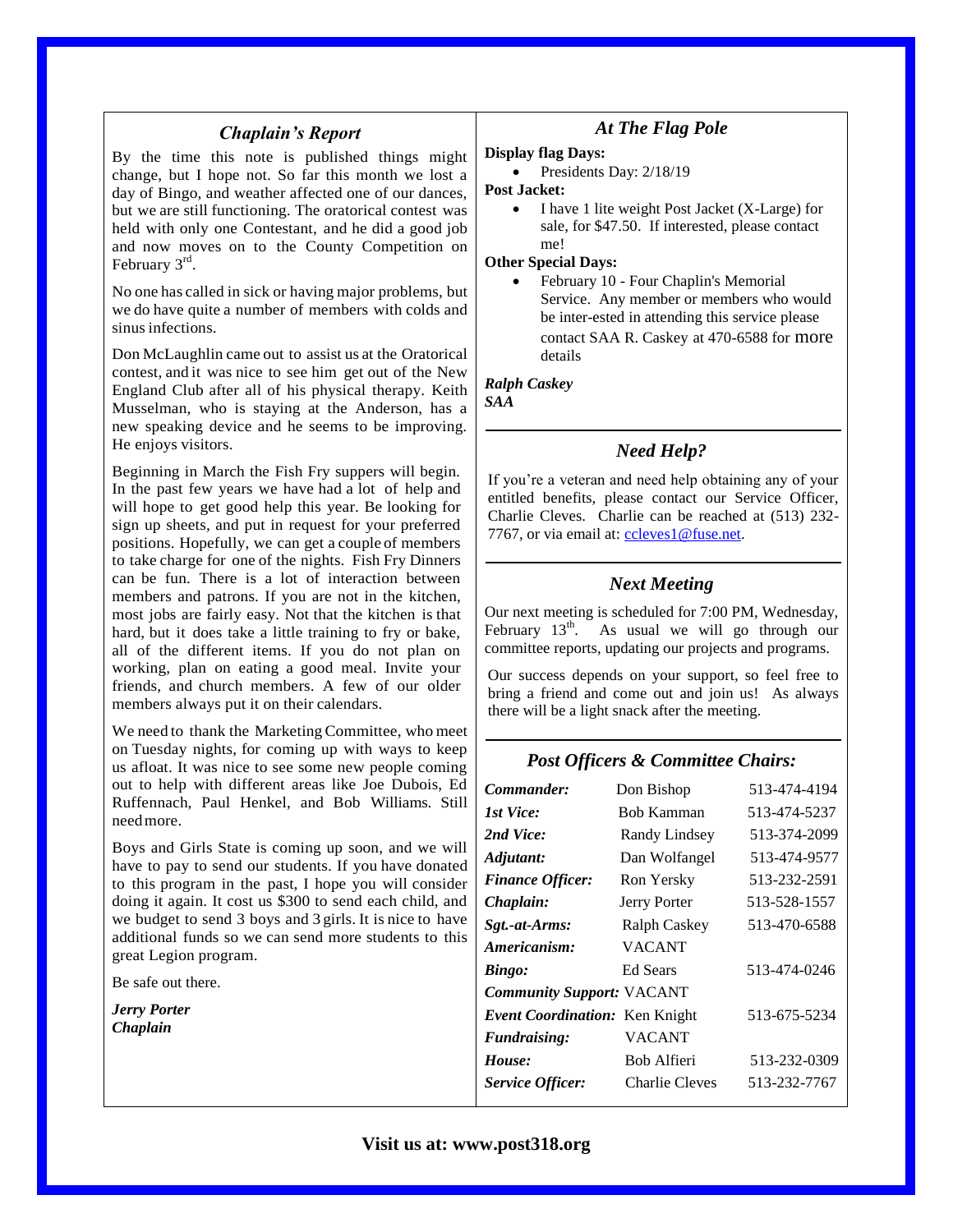## *Chaplain's Report*

By the time this note is published things might change, but I hope not. So far this month we lost a day of Bingo, and weather affected one of our dances, but we are still functioning. The oratorical contest was held with only one Contestant, and he did a good job and now moves on to the County Competition on February 3rd.

No one has called in sick or having major problems, but we do have quite a number of members with colds and sinus infections.

Don McLaughlin came out to assist us at the Oratorical contest, and it was nice to see him get out of the New England Club after all of his physical therapy. Keith Musselman, who is staying at the Anderson, has a new speaking device and he seems to be improving. He enjoys visitors.

Beginning in March the Fish Fry suppers will begin. In the past few years we have had a lot of help and will hope to get good help this year. Be looking for sign up sheets, and put in request for your preferred positions. Hopefully, we can get a couple of members to take charge for one of the nights. Fish Fry Dinners can be fun. There is a lot of interaction between members and patrons. If you are not in the kitchen, most jobs are fairly easy. Not that the kitchen is that hard, but it does take a little training to fry or bake, all of the different items. If you do not plan on working, plan on eating a good meal. Invite your friends, and church members. A few of our older members always put it on their calendars.

We need to thank the Marketing Committee, who meet on Tuesday nights, for coming up with ways to keep us afloat. It was nice to see some new people coming out to help with different areas like Joe Dubois, Ed Ruffennach, Paul Henkel, and Bob Williams. Still need more.

Boys and Girls State is coming up soon, and we will have to pay to send our students. If you have donated to this program in the past, I hope you will consider doing it again. It cost us $300 to send each child, and we budget to send 3 boys and 3 girls. It is nice to have additional funds so we can send more students to this great Legion program.

Be safe out there.

***Jerry Porter***
***Chaplain***

## *At The Flag Pole*

**Display flag Days:**

- Presidents Day: 2/18/19

**Post Jacket:**

- I have 1 lite weight Post Jacket (X-Large) for sale, for $47.50. If interested, please contact me!

**Other Special Days:**

- February 10 - Four Chaplin's Memorial Service. Any member or members who would be inter-ested in attending this service please contact SAA R. Caskey at 470-6588 for more details

***Ralph Caskey***
***SAA***

## *Need Help?*

If you're a veteran and need help obtaining any of your entitled benefits, please contact our Service Officer, Charlie Cleves. Charlie can be reached at (513) 232-7767, or via email at: ccleves1@fuse.net.

## *Next Meeting*

Our next meeting is scheduled for 7:00 PM, Wednesday, February 13th. As usual we will go through our committee reports, updating our projects and programs.

Our success depends on your support, so feel free to bring a friend and come out and join us! As always there will be a light snack after the meeting.

## *Post Officers & Committee Chairs:*

| | | |
|---|---|---|
| ***Commander:*** | Don Bishop | 513-474-4194 |
| ***1st Vice:*** | Bob Kamman | 513-474-5237 |
| ***2nd Vice:*** | Randy Lindsey | 513-374-2099 |
| ***Adjutant:*** | Dan Wolfangel | 513-474-9577 |
| ***Finance Officer:*** | Ron Yersky | 513-232-2591 |
| ***Chaplain:*** | Jerry Porter | 513-528-1557 |
| ***Sgt.-at-Arms:*** | Ralph Caskey | 513-470-6588 |
| ***Americanism:*** | VACANT | |
| ***Bingo:*** | Ed Sears | 513-474-0246 |
| ***Community Support:*** | VACANT | |
| ***Event Coordination:*** | Ken Knight | 513-675-5234 |
| ***Fundraising:*** | VACANT | |
| ***House:*** | Bob Alfieri | 513-232-0309 |
| ***Service Officer:*** | Charlie Cleves | 513-232-7767 |

**Visit us at: www.post318.org**